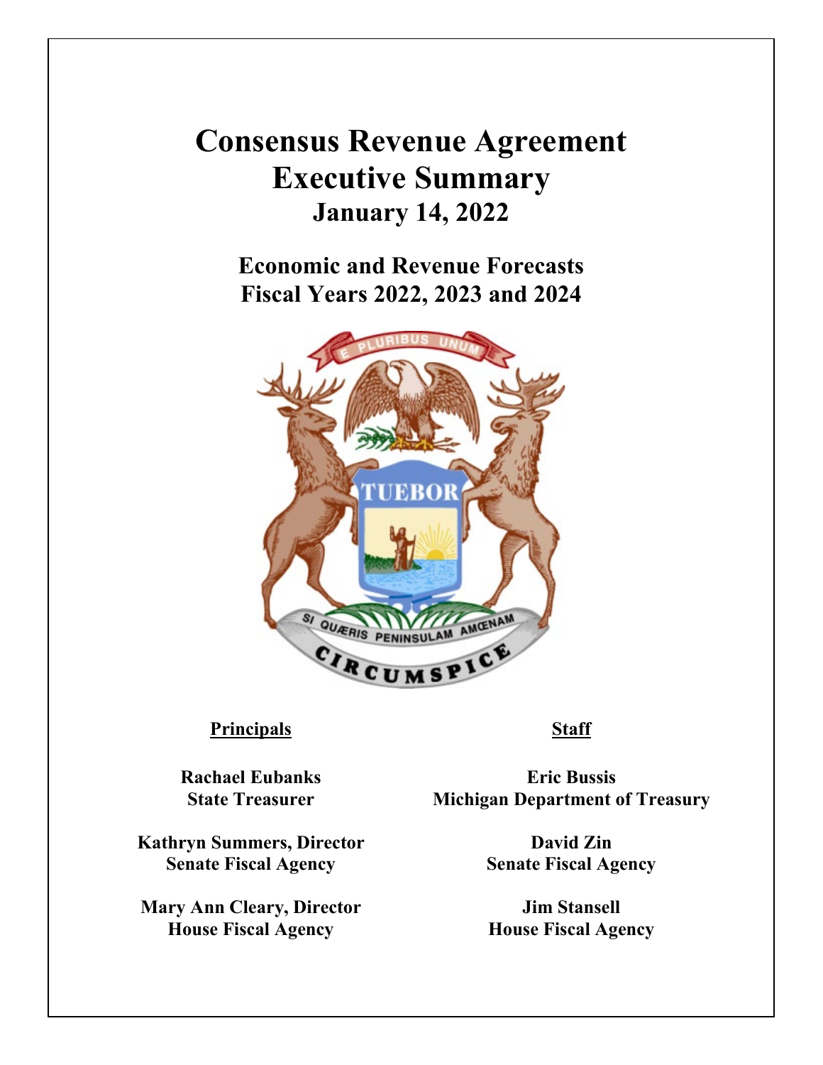# Consensus Revenue Agreement Executive Summary

## January 14, 2022

## Economic and Revenue Forecasts Fiscal Years 2022, 2023 and 2024

| **Principals** | **Staff** |
|---|---|
| **Rachael Eubanks**<br>**State Treasurer** | **Eric Bussis**<br>**Michigan Department of Treasury** |
| **Kathryn Summers, Director**<br>**Senate Fiscal Agency** | **David Zin**<br>**Senate Fiscal Agency** |
| **Mary Ann Cleary, Director**<br>**House Fiscal Agency** | **Jim Stansell**<br>**House Fiscal Agency** |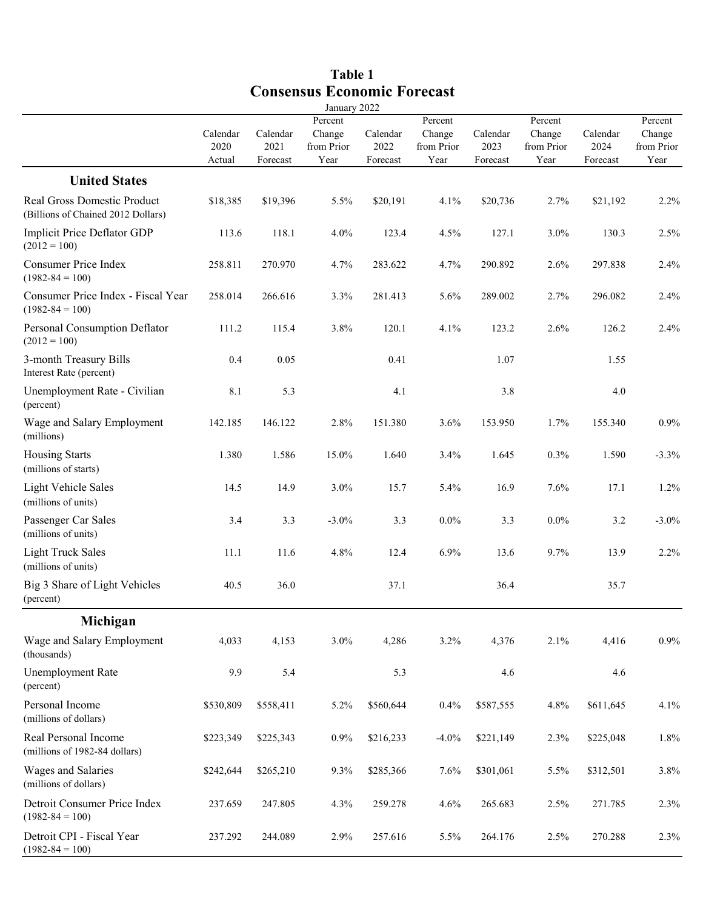# Table 1
## Consensus Economic Forecast

January 2022

| | Calendar 2020 Actual | Calendar 2021 Forecast | Percent Change from Prior Year | Calendar 2022 Forecast | Percent Change from Prior Year | Calendar 2023 Forecast | Percent Change from Prior Year | Calendar 2024 Forecast | Percent Change from Prior Year |
|---|---|---|---|---|---|---|---|---|---|
| **United States** | | | | | | | | | |
| Real Gross Domestic Product (Billions of Chained 2012 Dollars) | $18,385 | $19,396 | 5.5% | $20,191 | 4.1% | $20,736 | 2.7% | $21,192 | 2.2% |
| Implicit Price Deflator GDP (2012 = 100) | 113.6 | 118.1 | 4.0% | 123.4 | 4.5% | 127.1 | 3.0% | 130.3 | 2.5% |
| Consumer Price Index (1982-84 = 100) | 258.811 | 270.970 | 4.7% | 283.622 | 4.7% | 290.892 | 2.6% | 297.838 | 2.4% |
| Consumer Price Index - Fiscal Year (1982-84 = 100) | 258.014 | 266.616 | 3.3% | 281.413 | 5.6% | 289.002 | 2.7% | 296.082 | 2.4% |
| Personal Consumption Deflator (2012 = 100) | 111.2 | 115.4 | 3.8% | 120.1 | 4.1% | 123.2 | 2.6% | 126.2 | 2.4% |
| 3-month Treasury Bills Interest Rate (percent) | 0.4 | 0.05 | | 0.41 | | 1.07 | | 1.55 | |
| Unemployment Rate - Civilian (percent) | 8.1 | 5.3 | | 4.1 | | 3.8 | | 4.0 | |
| Wage and Salary Employment (millions) | 142.185 | 146.122 | 2.8% | 151.380 | 3.6% | 153.950 | 1.7% | 155.340 | 0.9% |
| Housing Starts (millions of starts) | 1.380 | 1.586 | 15.0% | 1.640 | 3.4% | 1.645 | 0.3% | 1.590 | -3.3% |
| Light Vehicle Sales (millions of units) | 14.5 | 14.9 | 3.0% | 15.7 | 5.4% | 16.9 | 7.6% | 17.1 | 1.2% |
| Passenger Car Sales (millions of units) | 3.4 | 3.3 | -3.0% | 3.3 | 0.0% | 3.3 | 0.0% | 3.2 | -3.0% |
| Light Truck Sales (millions of units) | 11.1 | 11.6 | 4.8% | 12.4 | 6.9% | 13.6 | 9.7% | 13.9 | 2.2% |
| Big 3 Share of Light Vehicles (percent) | 40.5 | 36.0 | | 37.1 | | 36.4 | | 35.7 | |
| **Michigan** | | | | | | | | | |
| Wage and Salary Employment (thousands) | 4,033 | 4,153 | 3.0% | 4,286 | 3.2% | 4,376 | 2.1% | 4,416 | 0.9% |
| Unemployment Rate (percent) | 9.9 | 5.4 | | 5.3 | | 4.6 | | 4.6 | |
| Personal Income (millions of dollars) | $530,809 | $558,411 | 5.2% | $560,644 | 0.4% | $587,555 | 4.8% | $611,645 | 4.1% |
| Real Personal Income (millions of 1982-84 dollars) | $223,349 | $225,343 | 0.9% | $216,233 | -4.0% | $221,149 | 2.3% | $225,048 | 1.8% |
| Wages and Salaries (millions of dollars) | $242,644 | $265,210 | 9.3% | $285,366 | 7.6% | $301,061 | 5.5% | $312,501 | 3.8% |
| Detroit Consumer Price Index (1982-84 = 100) | 237.659 | 247.805 | 4.3% | 259.278 | 4.6% | 265.683 | 2.5% | 271.785 | 2.3% |
| Detroit CPI - Fiscal Year (1982-84 = 100) | 237.292 | 244.089 | 2.9% | 257.616 | 5.5% | 264.176 | 2.5% | 270.288 | 2.3% |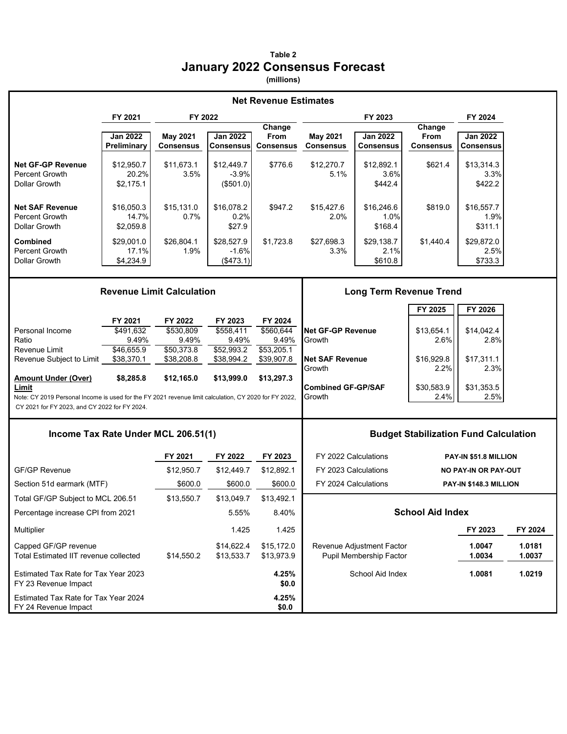### Table 2

# January 2022 Consensus Forecast

**(millions)**

## Net Revenue Estimates

| | FY 2021 | FY 2022 | | | FY 2023 | | | FY 2024 |
|---|---|---|---|---|---|---|---|---|
| | Jan 2022 Preliminary | May 2021 Consensus | Jan 2022 Consensus | Change From Consensus | May 2021 Consensus | Jan 2022 Consensus | Change From Consensus | Jan 2022 Consensus |
| **Net GF-GP Revenue** | $12,950.7 | $11,673.1 | $12,449.7 | $776.6 | $12,270.7 | $12,892.1 | $621.4 | $13,314.3 |
| Percent Growth | 20.2% | 3.5% | -3.9% | | 5.1% | 3.6% | | 3.3% |
| Dollar Growth | $2,175.1 | | ($501.0) | | | $442.4 | | $422.2 |
| **Net SAF Revenue** | $16,050.3 | $15,131.0 | $16,078.2 | $947.2 | $15,427.6 | $16,246.6 | $819.0 | $16,557.7 |
| Percent Growth | 14.7% | 0.7% | 0.2% | | 2.0% | 1.0% | | 1.9% |
| Dollar Growth | $2,059.8 | | $27.9 | | | $168.4 | | $311.1 |
| **Combined** | $29,001.0 | $26,804.1 | $28,527.9 | $1,723.8 | $27,698.3 | $29,138.7 | $1,440.4 | $29,872.0 |
| Percent Growth | 17.1% | 1.9% | | | 3.3% | 2.1% | | 2.5% |
| Dollar Growth | $4,234.9 | | ($473.1) | | | $610.8 | | $733.3 |

## Revenue Limit Calculation

| | FY 2021 | FY 2022 | FY 2023 | FY 2024 |
|---|---|---|---|---|
| Personal Income | $491,632 | $530,809 | $558,411 | $560,644 |
| Ratio | 9.49% | 9.49% | 9.49% | 9.49% |
| Revenue Limit | $46,655.9 | $50,373.8 | $52,993.2 | $53,205.1 |
| Revenue Subject to Limit | $38,370.1 | $38,208.8 | $38,994.2 | $39,907.8 |
| **Amount Under (Over) Limit** | **$8,285.8** | **$12,165.0** | **$13,999.0** | **$13,297.3** |

Note: CY 2019 Personal Income is used for the FY 2021 revenue limit calculation, CY 2020 for FY 2022, CY 2021 for FY 2023, and CY 2022 for FY 2024.

## Long Term Revenue Trend

| | FY 2025 | FY 2026 |
|---|---|---|
| **Net GF-GP Revenue** | $13,654.1 | $14,042.4 |
| Growth | 2.6% | 2.8% |
| **Net SAF Revenue** | $16,929.8 | $17,311.1 |
| Growth | 2.2% | 2.3% |
| **Combined GF-GP/SAF** | $30,583.9 | $31,353.5 |
| Growth | 2.4% | 2.5% |

## Income Tax Rate Under MCL 206.51(1)

| | FY 2021 | FY 2022 | FY 2023 |
|---|---|---|---|
| GF/GP Revenue | $12,950.7 | $12,449.7 | $12,892.1 |
| Section 51d earmark (MTF) | $600.0 | $600.0 | $600.0 |
| Total GF/GP Subject to MCL 206.51 | $13,550.7 | $13,049.7 | $13,492.1 |
| Percentage increase CPI from 2021 | | 5.55% | 8.40% |
| Multiplier | | 1.425 | 1.425 |
| Capped GF/GP revenue | $14,550.2 | $14,622.4 | $15,172.0 |
| Total Estimated IIT revenue collected | | $13,533.7 | $13,973.9 |
| Estimated Tax Rate for Tax Year 2023 | | | **4.25%** |
| FY 23 Revenue Impact | | | **$0.0** |
| Estimated Tax Rate for Tax Year 2024 | | | **4.25%** |
| FY 24 Revenue Impact | | | **$0.0** |

## Budget Stabilization Fund Calculation

| | |
|---|---|
| FY 2022 Calculations | **PAY-IN $51.8 MILLION** |
| FY 2023 Calculations | **NO PAY-IN OR PAY-OUT** |
| FY 2024 Calculations | **PAY-IN $148.3 MILLION** |

## School Aid Index

| | FY 2023 | FY 2024 |
|---|---|---|
| Revenue Adjustment Factor | **1.0047** | **1.0181** |
| Pupil Membership Factor | **1.0034** | **1.0037** |
| School Aid Index | **1.0081** | **1.0219** |